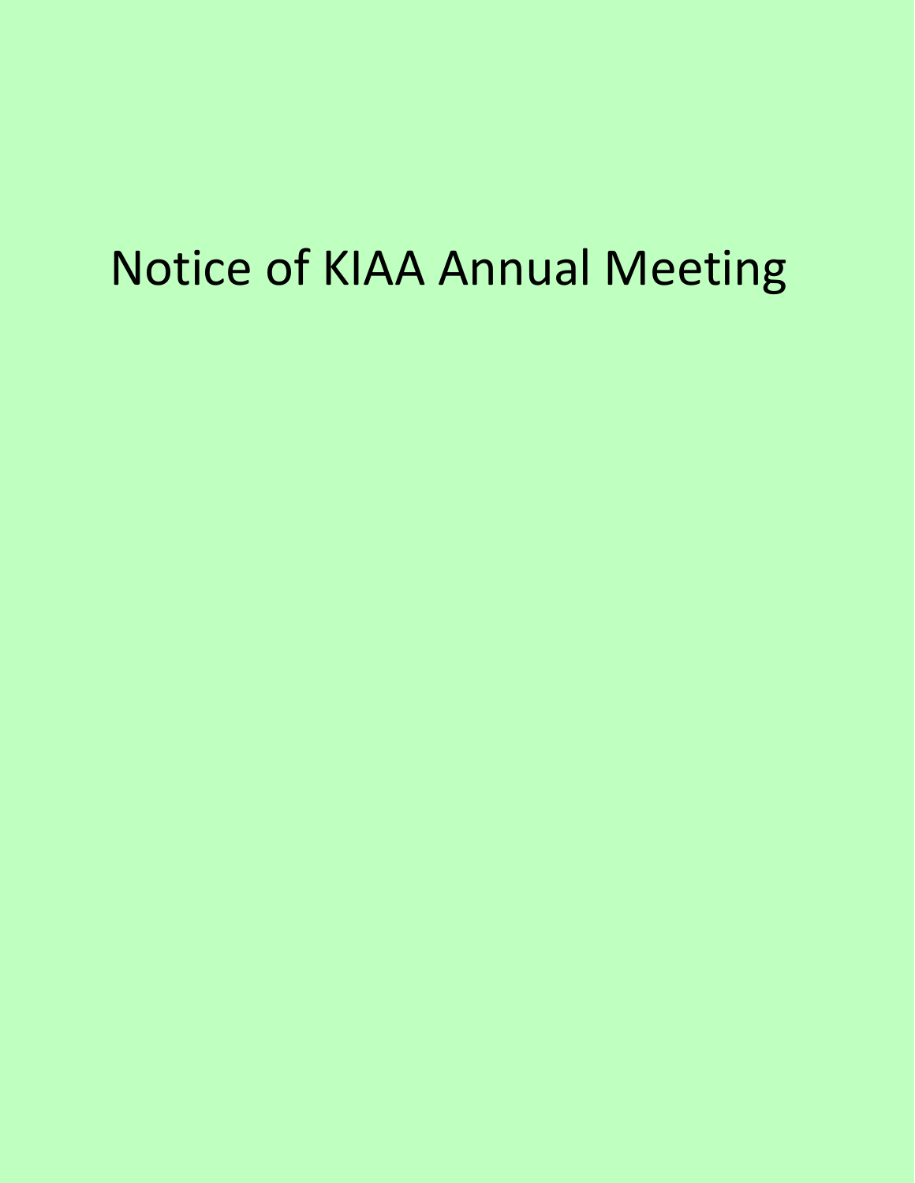# Notice of KIAA Annual Meeting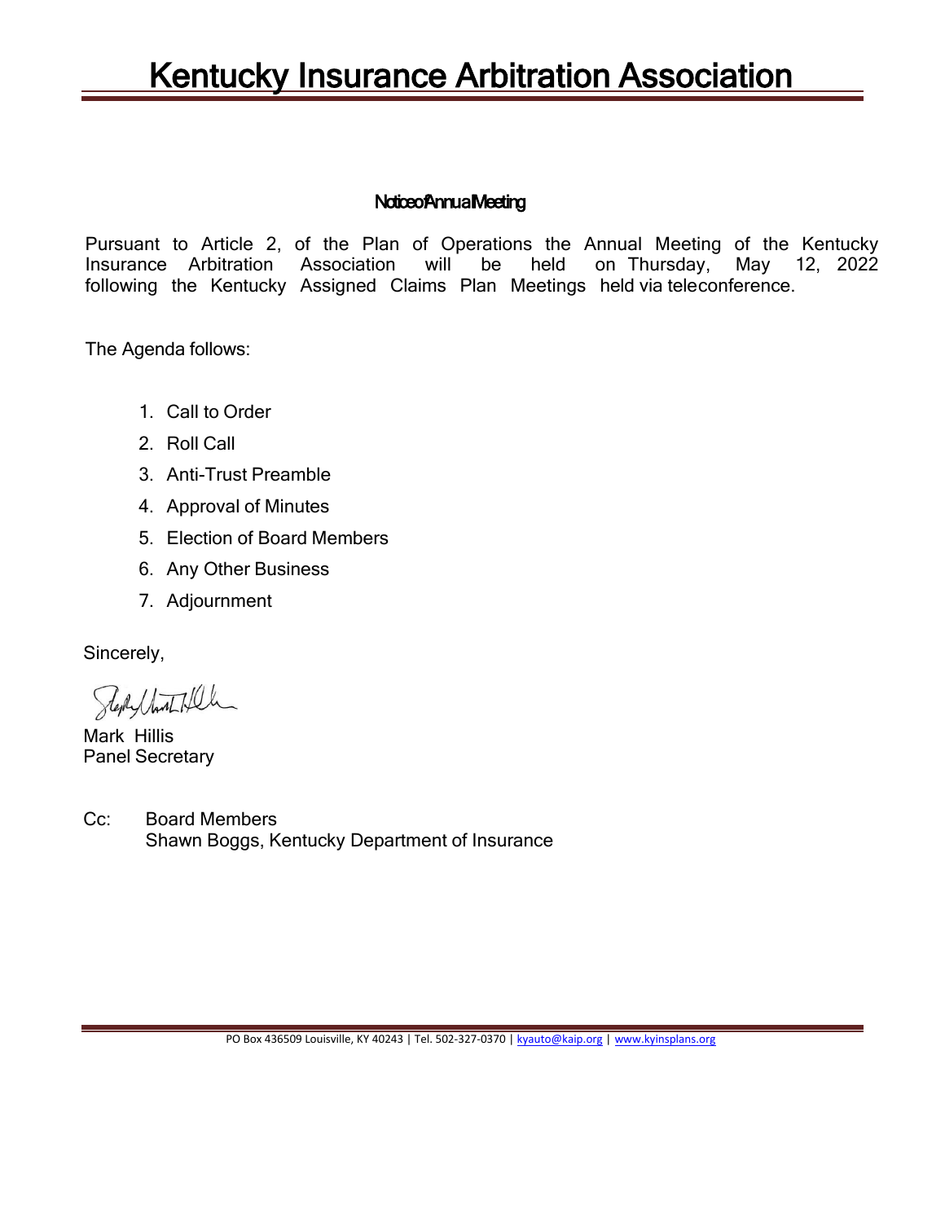# Kentucky Insurance Arbitration Association

## Notice of Annual Meeting

Pursuant to Article 2, of the Plan of Operations the Annual Meeting of the Kentucky Insurance Arbitration Association will be held on Thursday, May 12, 2022 following the Kentucky Assigned Claims Plan Meetings held via teleconference.

The Agenda follows:

1. Call to Order
2. Roll Call
3. Anti-Trust Preamble
4. Approval of Minutes
5. Election of Board Members
6. Any Other Business
7. Adjournment

Sincerely,

Mark Hillis
Panel Secretary

Cc: Board Members
Shawn Boggs, Kentucky Department of Insurance

PO Box 436509 Louisville, KY 40243 | Tel. 502-327-0370 | kyauto@kaip.org | www.kyinsplans.org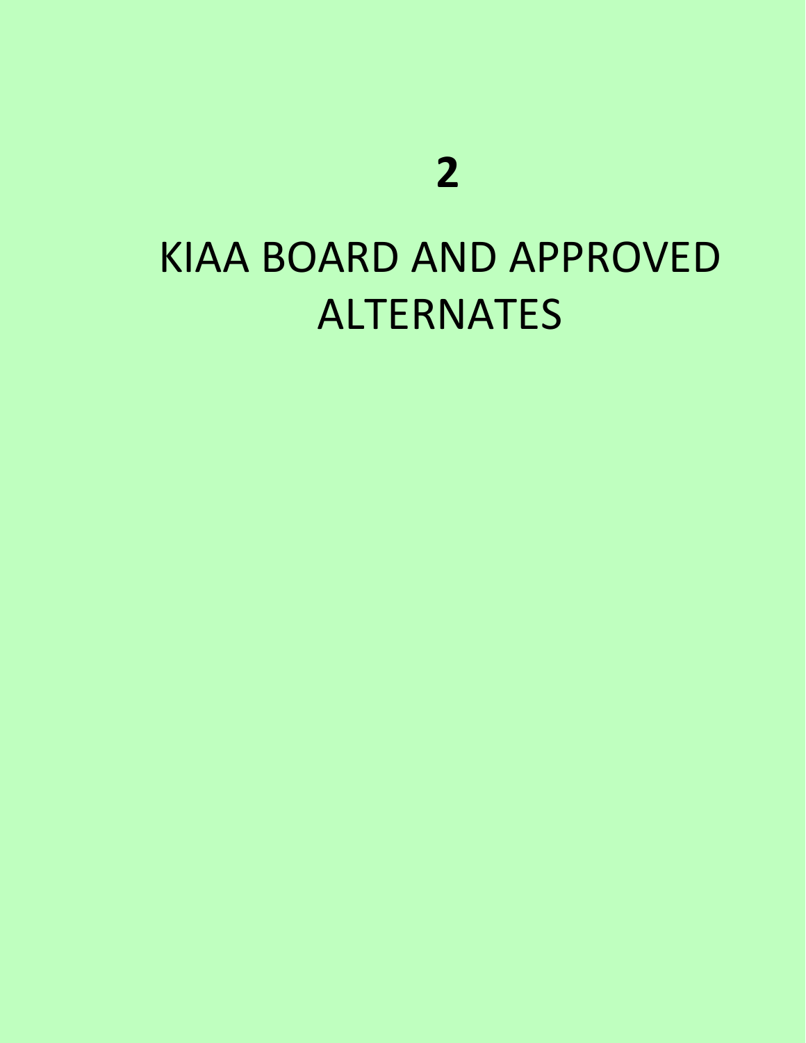# 2

# KIAA BOARD AND APPROVED ALTERNATES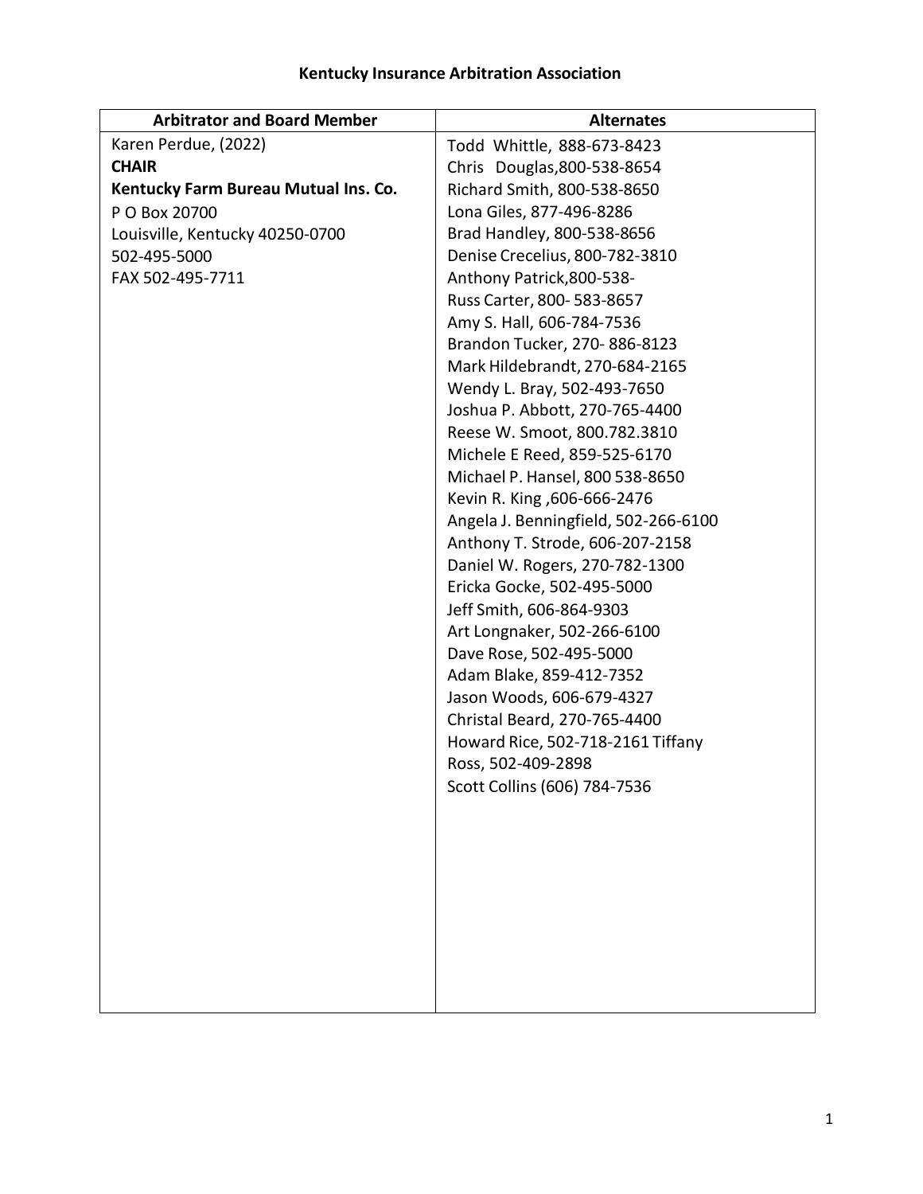# Kentucky Insurance Arbitration Association

| Arbitrator and Board Member | Alternates |
|---|---|
| Karen Perdue, (2022)<br>**CHAIR**<br>**Kentucky Farm Bureau Mutual Ins. Co.**<br>P O Box 20700<br>Louisville, Kentucky 40250-0700<br>502-495-5000<br>FAX 502-495-7711 | Todd Whittle, 888-673-8423<br>Chris Douglas,800-538-8654<br>Richard Smith, 800-538-8650<br>Lona Giles, 877-496-8286<br>Brad Handley, 800-538-8656<br>Denise Crecelius, 800-782-3810<br>Anthony Patrick,800-538-<br>Russ Carter, 800- 583-8657<br>Amy S. Hall, 606-784-7536<br>Brandon Tucker, 270- 886-8123<br>Mark Hildebrandt, 270-684-2165<br>Wendy L. Bray, 502-493-7650<br>Joshua P. Abbott, 270-765-4400<br>Reese W. Smoot, 800.782.3810<br>Michele E Reed, 859-525-6170<br>Michael P. Hansel, 800 538-8650<br>Kevin R. King ,606-666-2476<br>Angela J. Benningfield, 502-266-6100<br>Anthony T. Strode, 606-207-2158<br>Daniel W. Rogers, 270-782-1300<br>Ericka Gocke, 502-495-5000<br>Jeff Smith, 606-864-9303<br>Art Longnaker, 502-266-6100<br>Dave Rose, 502-495-5000<br>Adam Blake, 859-412-7352<br>Jason Woods, 606-679-4327<br>Christal Beard, 270-765-4400<br>Howard Rice, 502-718-2161 Tiffany Ross, 502-409-2898<br>Scott Collins (606) 784-7536 |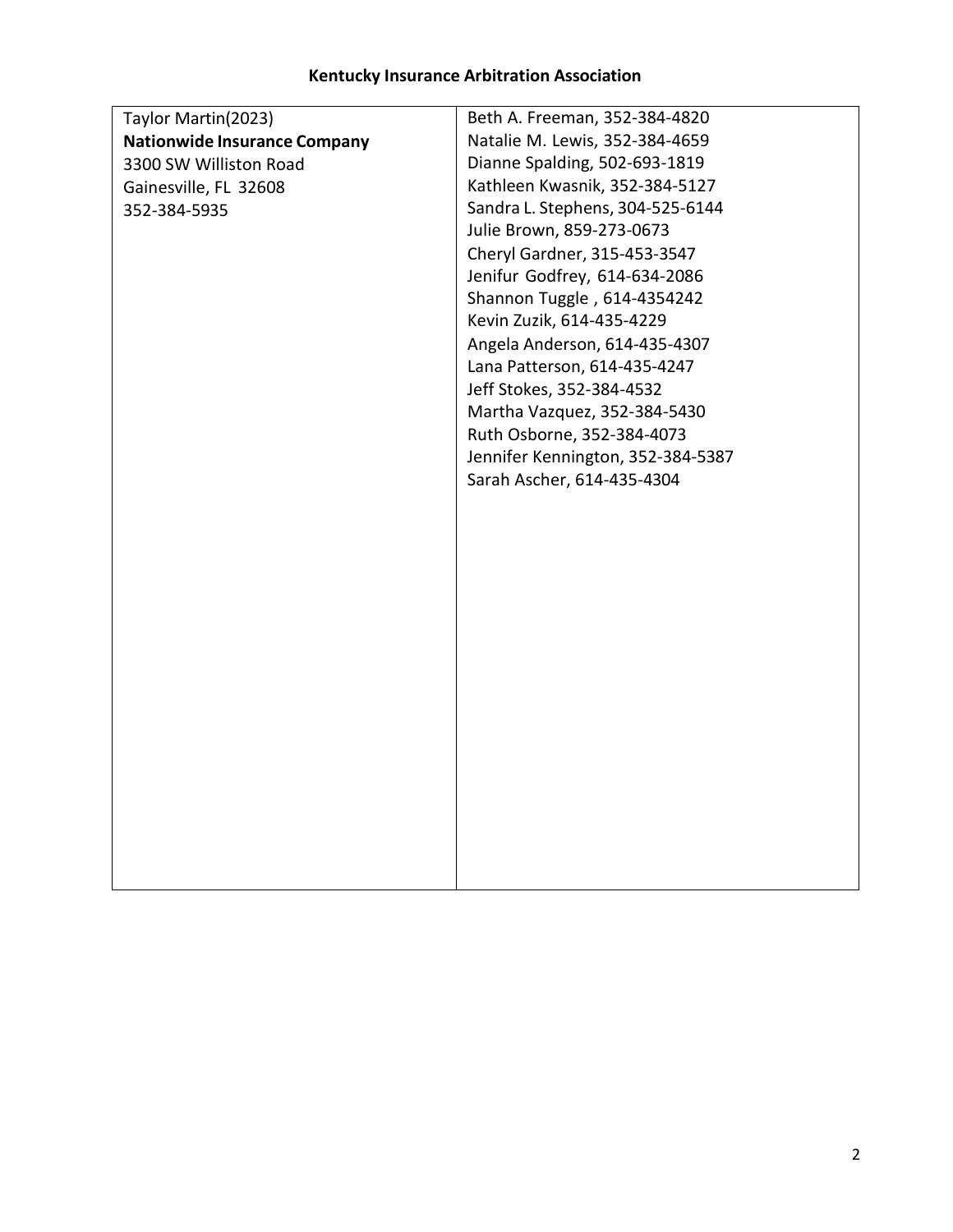**Kentucky Insurance Arbitration Association**

| | |
|---|---|
| Taylor Martin(2023)<br>**Nationwide Insurance Company**<br>3300 SW Williston Road<br>Gainesville, FL 32608<br>352-384-5935 | Beth A. Freeman, 352-384-4820<br>Natalie M. Lewis, 352-384-4659<br>Dianne Spalding, 502-693-1819<br>Kathleen Kwasnik, 352-384-5127<br>Sandra L. Stephens, 304-525-6144<br>Julie Brown, 859-273-0673<br>Cheryl Gardner, 315-453-3547<br>Jenifur Godfrey, 614-634-2086<br>Shannon Tuggle , 614-4354242<br>Kevin Zuzik, 614-435-4229<br>Angela Anderson, 614-435-4307<br>Lana Patterson, 614-435-4247<br>Jeff Stokes, 352-384-4532<br>Martha Vazquez, 352-384-5430<br>Ruth Osborne, 352-384-4073<br>Jennifer Kennington, 352-384-5387<br>Sarah Ascher, 614-435-4304 |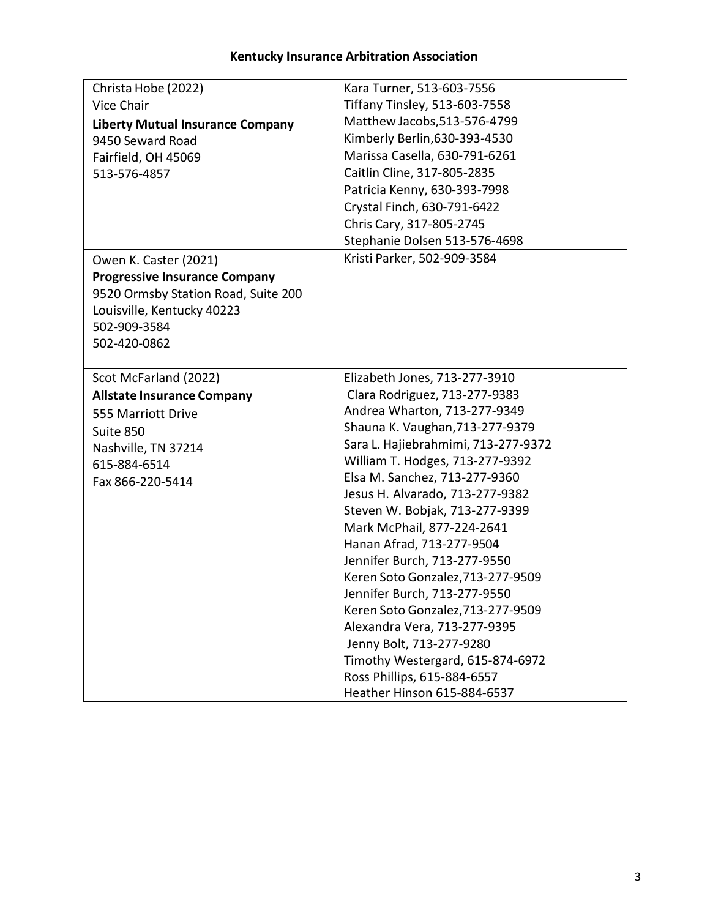## Kentucky Insurance Arbitration Association

| | |
|---|---|
| Christa Hobe (2022)<br>Vice Chair<br>**Liberty Mutual Insurance Company**<br>9450 Seward Road<br>Fairfield, OH 45069<br>513-576-4857 | Kara Turner, 513-603-7556<br>Tiffany Tinsley, 513-603-7558<br>Matthew Jacobs,513-576-4799<br>Kimberly Berlin,630-393-4530<br>Marissa Casella, 630-791-6261<br>Caitlin Cline, 317-805-2835<br>Patricia Kenny, 630-393-7998<br>Crystal Finch, 630-791-6422<br>Chris Cary, 317-805-2745<br>Stephanie Dolsen 513-576-4698 |
| Owen K. Caster (2021)<br>**Progressive Insurance Company**<br>9520 Ormsby Station Road, Suite 200<br>Louisville, Kentucky 40223<br>502-909-3584<br>502-420-0862 | Kristi Parker, 502-909-3584 |
| Scot McFarland (2022)<br>**Allstate Insurance Company**<br>555 Marriott Drive<br>Suite 850<br>Nashville, TN 37214<br>615-884-6514<br>Fax 866-220-5414 | Elizabeth Jones, 713-277-3910<br>Clara Rodriguez, 713-277-9383<br>Andrea Wharton, 713-277-9349<br>Shauna K. Vaughan,713-277-9379<br>Sara L. Hajiebrahmimi, 713-277-9372<br>William T. Hodges, 713-277-9392<br>Elsa M. Sanchez, 713-277-9360<br>Jesus H. Alvarado, 713-277-9382<br>Steven W. Bobjak, 713-277-9399<br>Mark McPhail, 877-224-2641<br>Hanan Afrad, 713-277-9504<br>Jennifer Burch, 713-277-9550<br>Keren Soto Gonzalez,713-277-9509<br>Jennifer Burch, 713-277-9550<br>Keren Soto Gonzalez,713-277-9509<br>Alexandra Vera, 713-277-9395<br>Jenny Bolt, 713-277-9280<br>Timothy Westergard, 615-874-6972<br>Ross Phillips, 615-884-6557<br>Heather Hinson 615-884-6537 |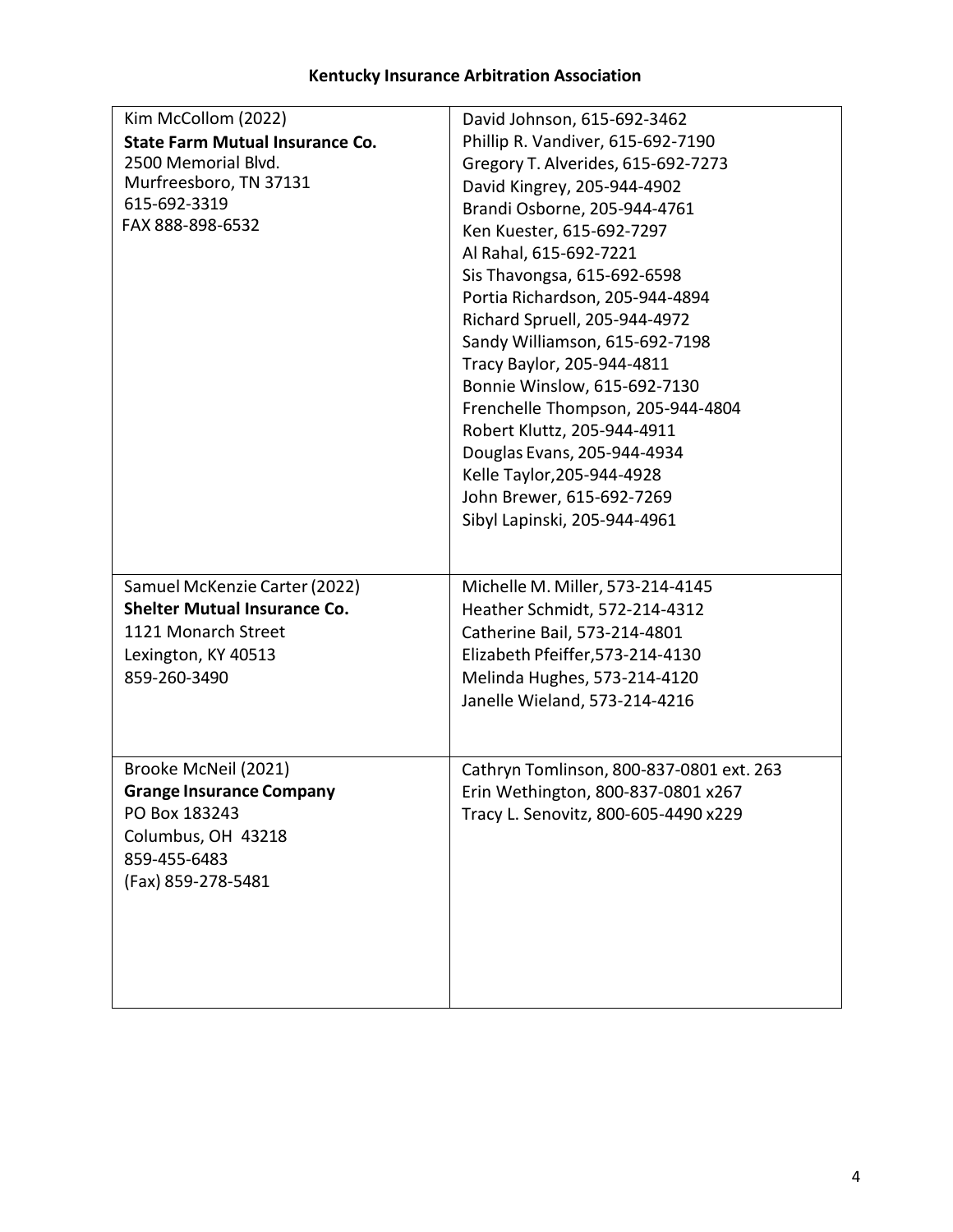**Kentucky Insurance Arbitration Association**

| | |
|---|---|
| Kim McCollom (2022)<br>**State Farm Mutual Insurance Co.**<br>2500 Memorial Blvd.<br>Murfreesboro, TN 37131<br>615-692-3319<br>FAX 888-898-6532 | David Johnson, 615-692-3462<br>Phillip R. Vandiver, 615-692-7190<br>Gregory T. Alverides, 615-692-7273<br>David Kingrey, 205-944-4902<br>Brandi Osborne, 205-944-4761<br>Ken Kuester, 615-692-7297<br>Al Rahal, 615-692-7221<br>Sis Thavongsa, 615-692-6598<br>Portia Richardson, 205-944-4894<br>Richard Spruell, 205-944-4972<br>Sandy Williamson, 615-692-7198<br>Tracy Baylor, 205-944-4811<br>Bonnie Winslow, 615-692-7130<br>Frenchelle Thompson, 205-944-4804<br>Robert Kluttz, 205-944-4911<br>Douglas Evans, 205-944-4934<br>Kelle Taylor,205-944-4928<br>John Brewer, 615-692-7269<br>Sibyl Lapinski, 205-944-4961 |
| Samuel McKenzie Carter (2022)<br>**Shelter Mutual Insurance Co.**<br>1121 Monarch Street<br>Lexington, KY 40513<br>859-260-3490 | Michelle M. Miller, 573-214-4145<br>Heather Schmidt, 572-214-4312<br>Catherine Bail, 573-214-4801<br>Elizabeth Pfeiffer,573-214-4130<br>Melinda Hughes, 573-214-4120<br>Janelle Wieland, 573-214-4216 |
| Brooke McNeil (2021)<br>**Grange Insurance Company**<br>PO Box 183243<br>Columbus, OH 43218<br>859-455-6483<br>(Fax) 859-278-5481 | Cathryn Tomlinson, 800-837-0801 ext. 263<br>Erin Wethington, 800-837-0801 x267<br>Tracy L. Senovitz, 800-605-4490 x229 |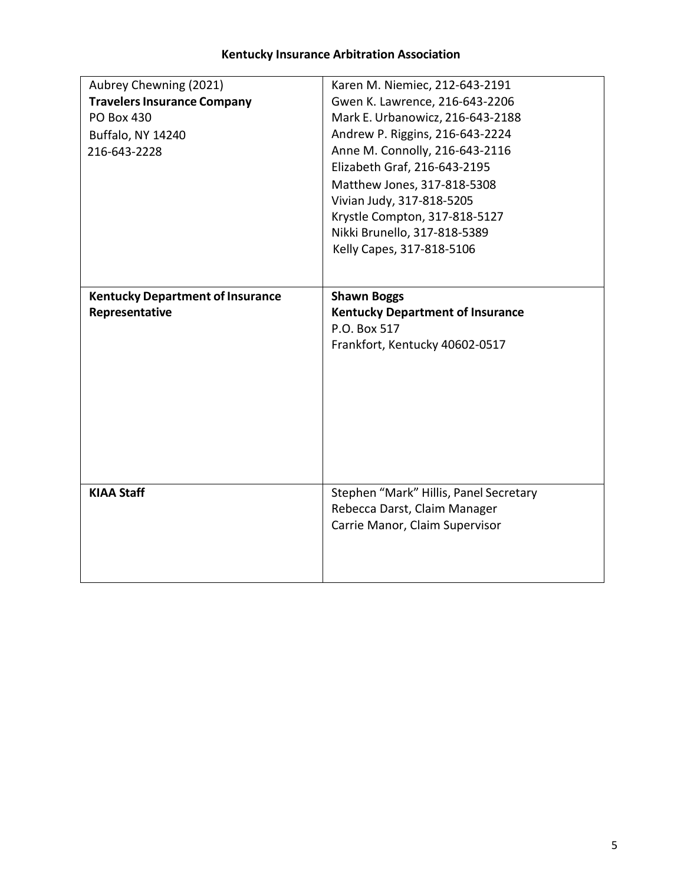**Kentucky Insurance Arbitration Association**

| | |
|---|---|
| Aubrey Chewning (2021)<br>**Travelers Insurance Company**<br>PO Box 430<br>Buffalo, NY 14240<br>216-643-2228 | Karen M. Niemiec, 212-643-2191<br>Gwen K. Lawrence, 216-643-2206<br>Mark E. Urbanowicz, 216-643-2188<br>Andrew P. Riggins, 216-643-2224<br>Anne M. Connolly, 216-643-2116<br>Elizabeth Graf, 216-643-2195<br>Matthew Jones, 317-818-5308<br>Vivian Judy, 317-818-5205<br>Krystle Compton, 317-818-5127<br>Nikki Brunello, 317-818-5389<br>Kelly Capes, 317-818-5106 |
| **Kentucky Department of Insurance Representative** | **Shawn Boggs**<br>**Kentucky Department of Insurance**<br>P.O. Box 517<br>Frankfort, Kentucky 40602-0517 |
| **KIAA Staff** | Stephen "Mark" Hillis, Panel Secretary<br>Rebecca Darst, Claim Manager<br>Carrie Manor, Claim Supervisor |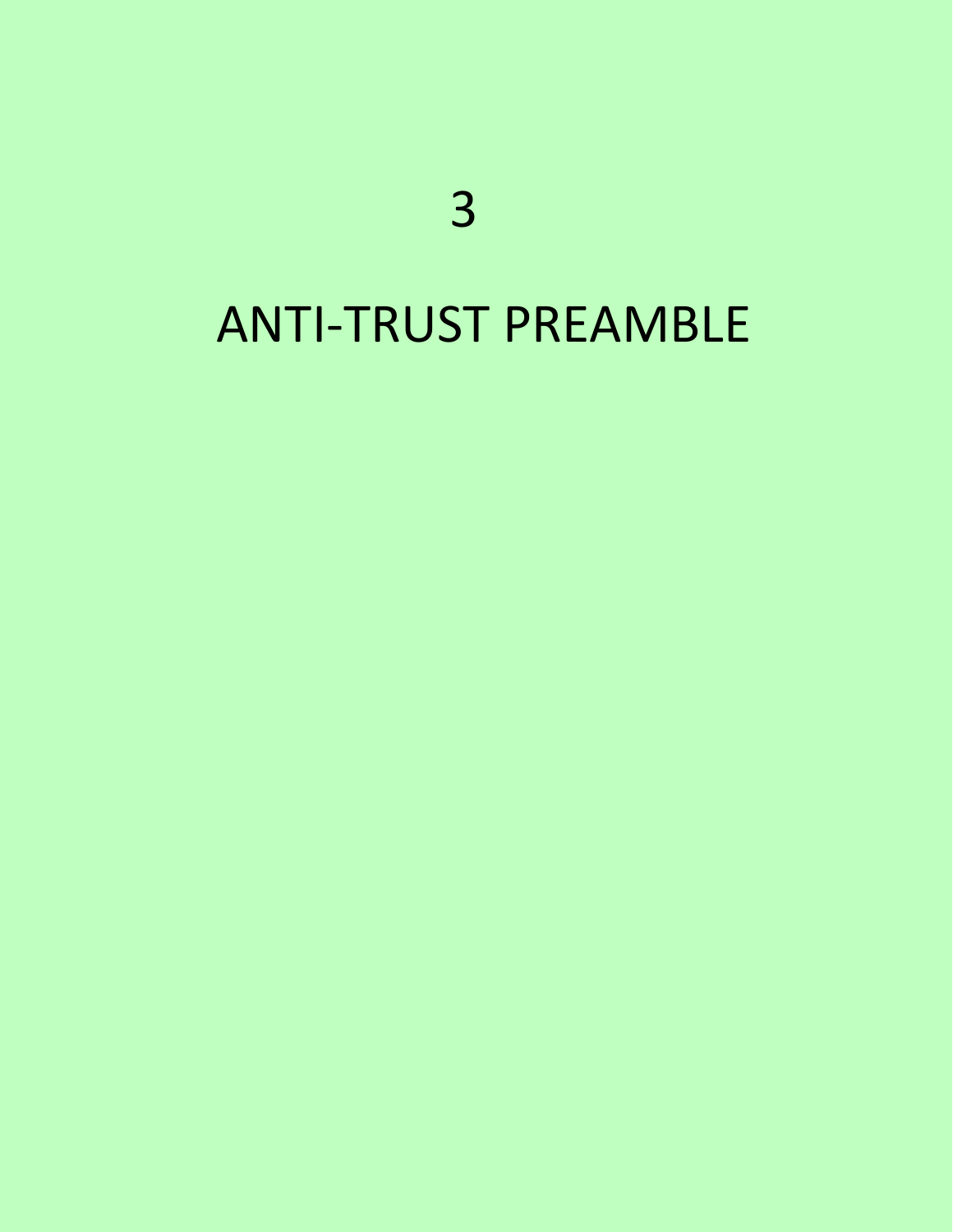# 3

# ANTI-TRUST PREAMBLE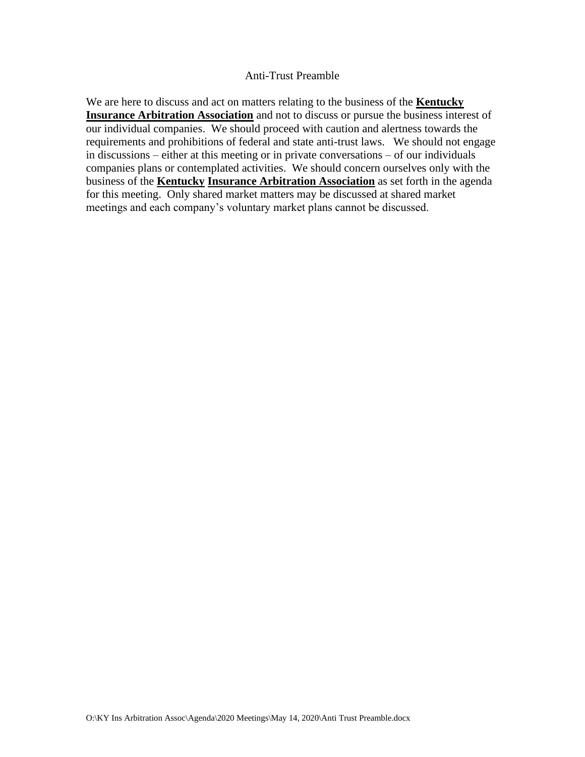## Anti-Trust Preamble

We are here to discuss and act on matters relating to the business of the **Kentucky Insurance Arbitration Association** and not to discuss or pursue the business interest of our individual companies. We should proceed with caution and alertness towards the requirements and prohibitions of federal and state anti-trust laws. We should not engage in discussions – either at this meeting or in private conversations – of our individuals companies plans or contemplated activities. We should concern ourselves only with the business of the **Kentucky Insurance Arbitration Association** as set forth in the agenda for this meeting. Only shared market matters may be discussed at shared market meetings and each company's voluntary market plans cannot be discussed.

O:\KY Ins Arbitration Assoc\Agenda\2020 Meetings\May 14, 2020\Anti Trust Preamble.docx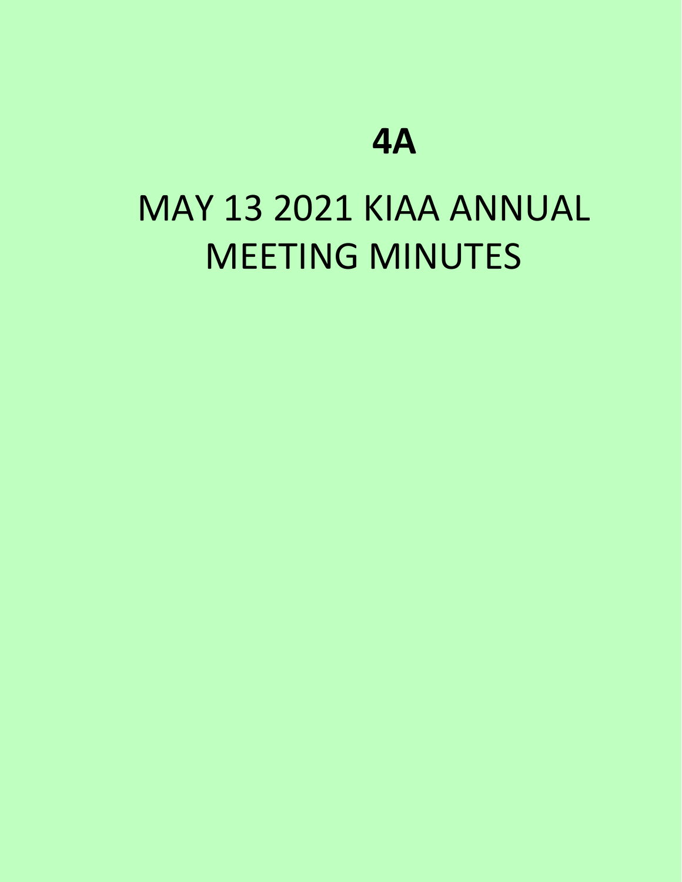# 4A

# MAY 13 2021 KIAA ANNUAL MEETING MINUTES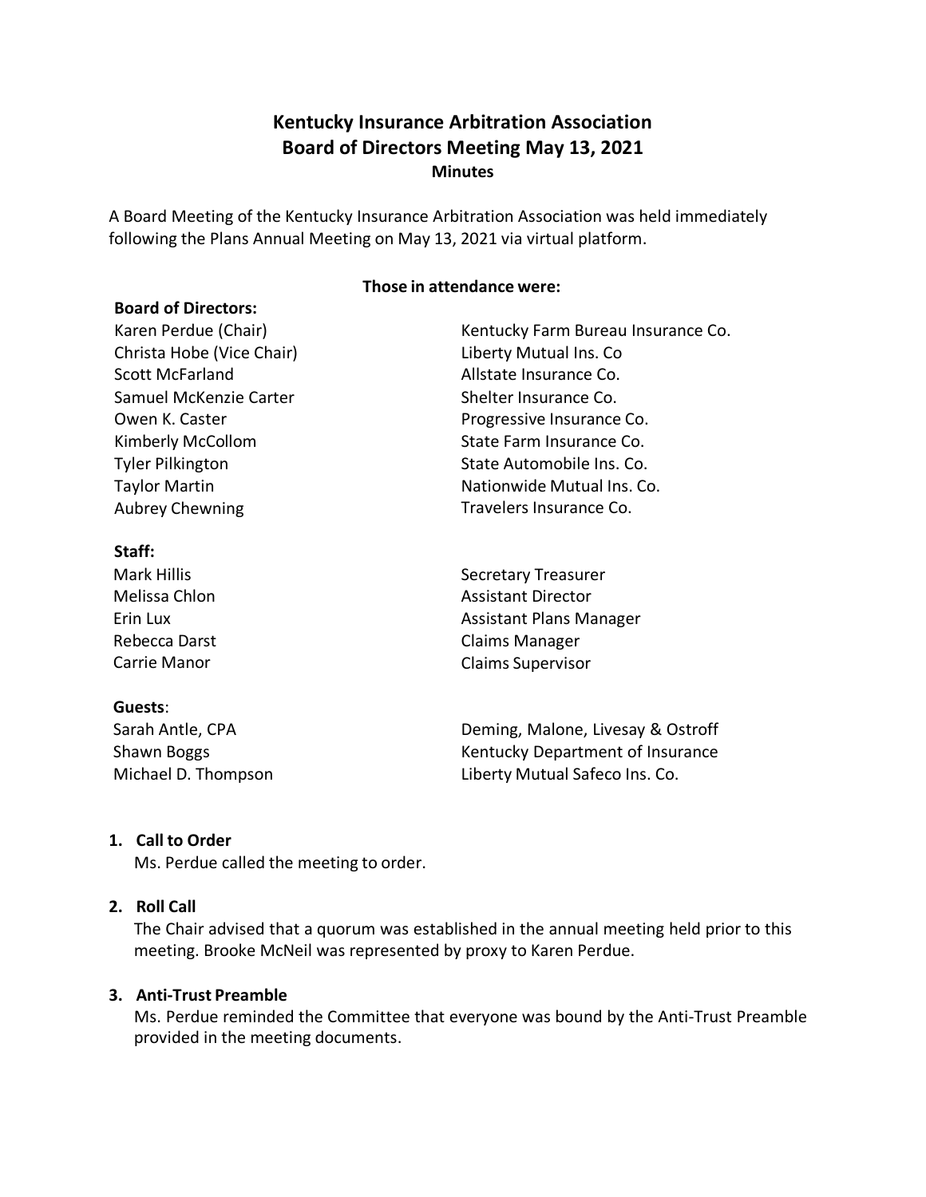# Kentucky Insurance Arbitration Association
## Board of Directors Meeting May 13, 2021
### Minutes

A Board Meeting of the Kentucky Insurance Arbitration Association was held immediately following the Plans Annual Meeting on May 13, 2021 via virtual platform.

**Those in attendance were:**

**Board of Directors:**

| | |
|---|---|
| Karen Perdue (Chair) | Kentucky Farm Bureau Insurance Co. |
| Christa Hobe (Vice Chair) | Liberty Mutual Ins. Co |
| Scott McFarland | Allstate Insurance Co. |
| Samuel McKenzie Carter | Shelter Insurance Co. |
| Owen K. Caster | Progressive Insurance Co. |
| Kimberly McCollom | State Farm Insurance Co. |
| Tyler Pilkington | State Automobile Ins. Co. |
| Taylor Martin | Nationwide Mutual Ins. Co. |
| Aubrey Chewning | Travelers Insurance Co. |

**Staff:**

| | |
|---|---|
| Mark Hillis | Secretary Treasurer |
| Melissa Chlon | Assistant Director |
| Erin Lux | Assistant Plans Manager |
| Rebecca Darst | Claims Manager |
| Carrie Manor | Claims Supervisor |

**Guests**:

| | |
|---|---|
| Sarah Antle, CPA | Deming, Malone, Livesay & Ostroff |
| Shawn Boggs | Kentucky Department of Insurance |
| Michael D. Thompson | Liberty Mutual Safeco Ins. Co. |

1. **Call to Order**
   Ms. Perdue called the meeting to order.

2. **Roll Call**
   The Chair advised that a quorum was established in the annual meeting held prior to this meeting. Brooke McNeil was represented by proxy to Karen Perdue.

3. **Anti-Trust Preamble**
   Ms. Perdue reminded the Committee that everyone was bound by the Anti-Trust Preamble provided in the meeting documents.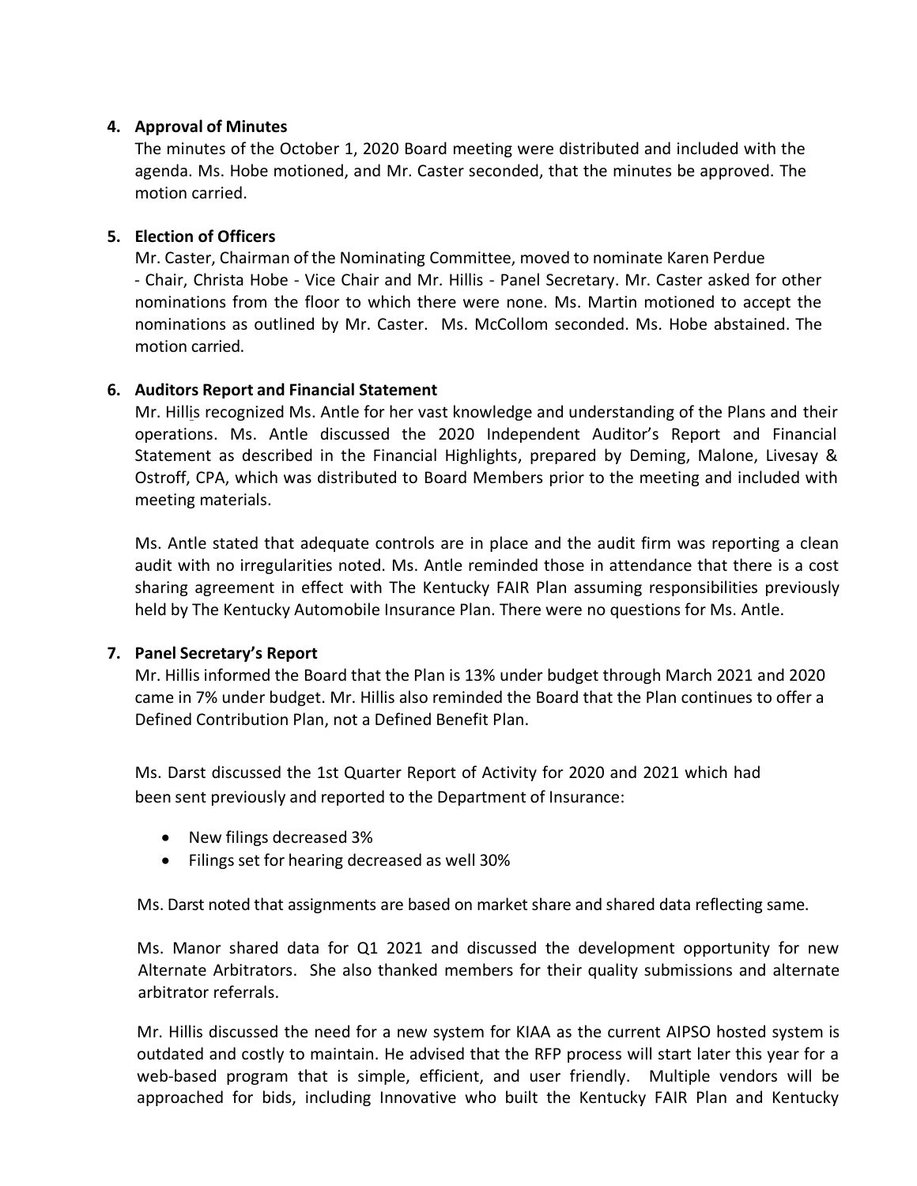**4. Approval of Minutes**

The minutes of the October 1, 2020 Board meeting were distributed and included with the agenda. Ms. Hobe motioned, and Mr. Caster seconded, that the minutes be approved. The motion carried.

**5. Election of Officers**

Mr. Caster, Chairman of the Nominating Committee, moved to nominate Karen Perdue - Chair, Christa Hobe - Vice Chair and Mr. Hillis - Panel Secretary. Mr. Caster asked for other nominations from the floor to which there were none. Ms. Martin motioned to accept the nominations as outlined by Mr. Caster. Ms. McCollom seconded. Ms. Hobe abstained. The motion carried.

**6. Auditors Report and Financial Statement**

Mr. Hillis recognized Ms. Antle for her vast knowledge and understanding of the Plans and their operations. Ms. Antle discussed the 2020 Independent Auditor's Report and Financial Statement as described in the Financial Highlights, prepared by Deming, Malone, Livesay & Ostroff, CPA, which was distributed to Board Members prior to the meeting and included with meeting materials.

Ms. Antle stated that adequate controls are in place and the audit firm was reporting a clean audit with no irregularities noted. Ms. Antle reminded those in attendance that there is a cost sharing agreement in effect with The Kentucky FAIR Plan assuming responsibilities previously held by The Kentucky Automobile Insurance Plan. There were no questions for Ms. Antle.

**7. Panel Secretary's Report**

Mr. Hillis informed the Board that the Plan is 13% under budget through March 2021 and 2020 came in 7% under budget. Mr. Hillis also reminded the Board that the Plan continues to offer a Defined Contribution Plan, not a Defined Benefit Plan.

Ms. Darst discussed the 1st Quarter Report of Activity for 2020 and 2021 which had been sent previously and reported to the Department of Insurance:

- New filings decreased 3%
- Filings set for hearing decreased as well 30%

Ms. Darst noted that assignments are based on market share and shared data reflecting same.

Ms. Manor shared data for Q1 2021 and discussed the development opportunity for new Alternate Arbitrators. She also thanked members for their quality submissions and alternate arbitrator referrals.

Mr. Hillis discussed the need for a new system for KIAA as the current AIPSO hosted system is outdated and costly to maintain. He advised that the RFP process will start later this year for a web-based program that is simple, efficient, and user friendly. Multiple vendors will be approached for bids, including Innovative who built the Kentucky FAIR Plan and Kentucky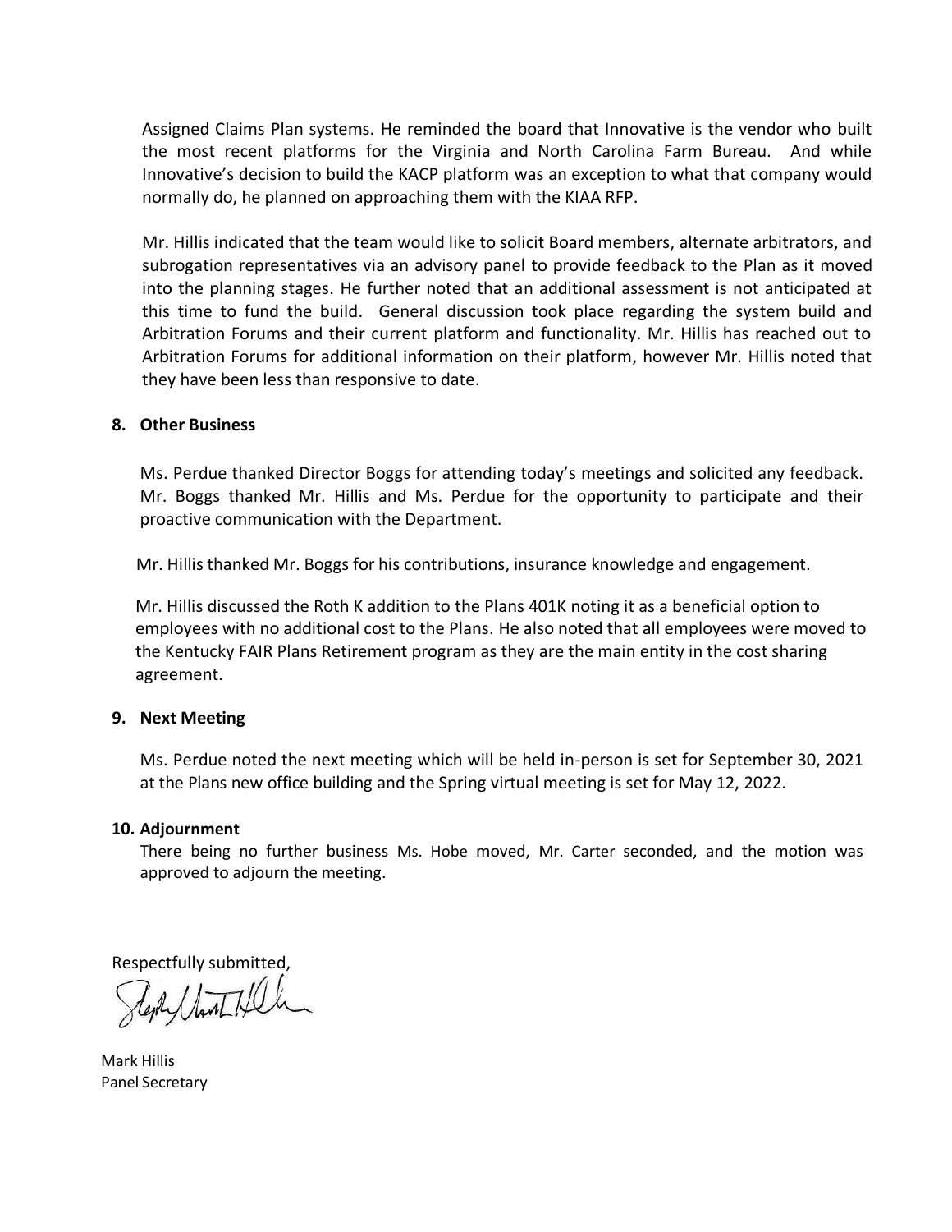Assigned Claims Plan systems. He reminded the board that Innovative is the vendor who built the most recent platforms for the Virginia and North Carolina Farm Bureau. And while Innovative's decision to build the KACP platform was an exception to what that company would normally do, he planned on approaching them with the KIAA RFP.

Mr. Hillis indicated that the team would like to solicit Board members, alternate arbitrators, and subrogation representatives via an advisory panel to provide feedback to the Plan as it moved into the planning stages. He further noted that an additional assessment is not anticipated at this time to fund the build. General discussion took place regarding the system build and Arbitration Forums and their current platform and functionality. Mr. Hillis has reached out to Arbitration Forums for additional information on their platform, however Mr. Hillis noted that they have been less than responsive to date.

## 8. Other Business

Ms. Perdue thanked Director Boggs for attending today's meetings and solicited any feedback. Mr. Boggs thanked Mr. Hillis and Ms. Perdue for the opportunity to participate and their proactive communication with the Department.

Mr. Hillis thanked Mr. Boggs for his contributions, insurance knowledge and engagement.

Mr. Hillis discussed the Roth K addition to the Plans 401K noting it as a beneficial option to employees with no additional cost to the Plans. He also noted that all employees were moved to the Kentucky FAIR Plans Retirement program as they are the main entity in the cost sharing agreement.

## 9. Next Meeting

Ms. Perdue noted the next meeting which will be held in-person is set for September 30, 2021 at the Plans new office building and the Spring virtual meeting is set for May 12, 2022.

## 10. Adjournment

There being no further business Ms. Hobe moved, Mr. Carter seconded, and the motion was approved to adjourn the meeting.

Respectfully submitted,

Mark Hillis
Panel Secretary